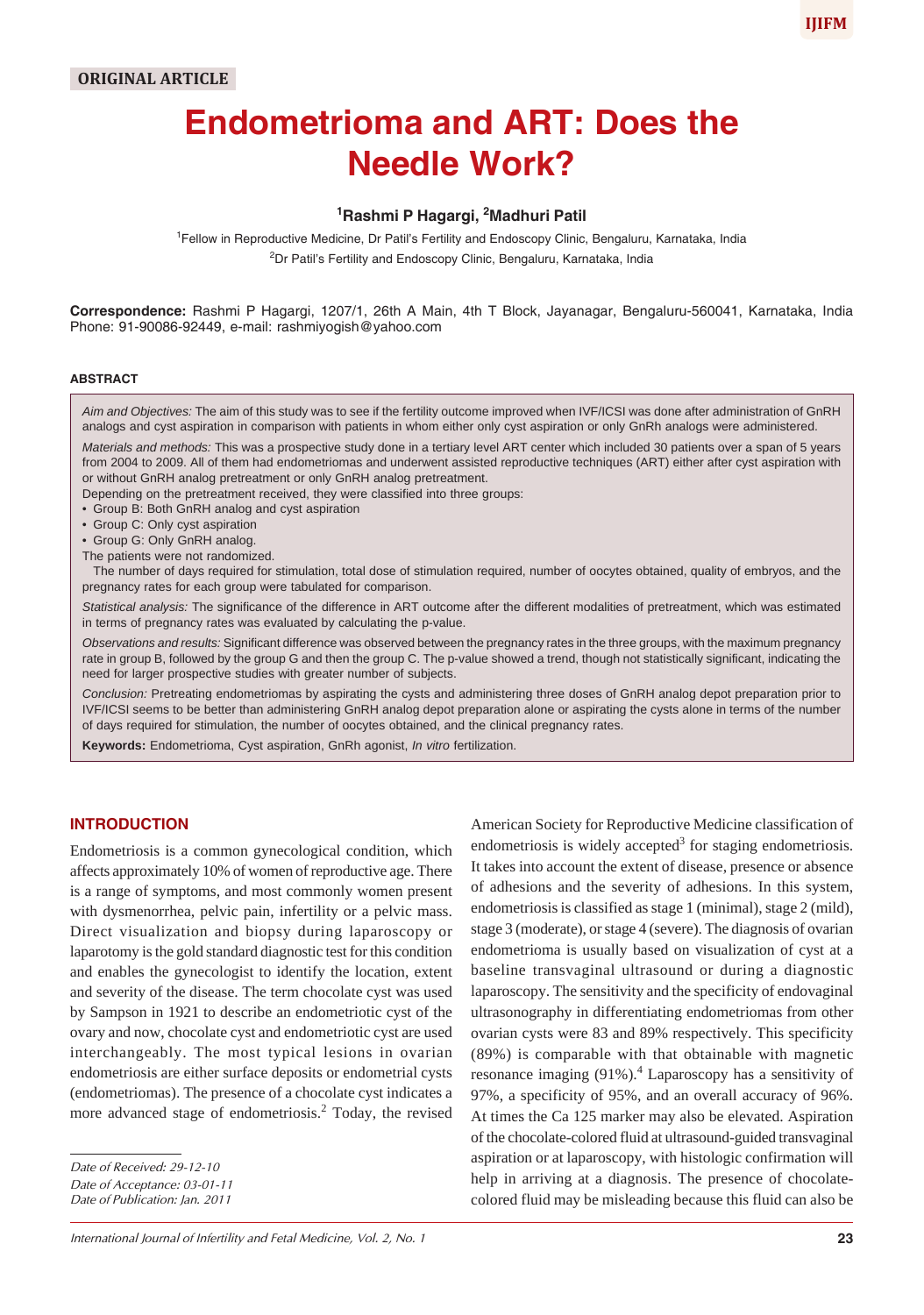ORIGINAL ARTICLE

# Endometrioma and ART: Does the Needle Work?

[1]Rashmi P Hagargi, [2]Madhuri Patil

[1]Fellow in Reproductive Medicine, Dr Patil's Fertility and Endoscopy Clinic, Bengaluru, Karnataka, India
[2]Dr Patil's Fertility and Endoscopy Clinic, Bengaluru, Karnataka, India

**Correspondence:** Rashmi P Hagargi, 1207/1, 26th A Main, 4th T Block, Jayanagar, Bengaluru-560041, Karnataka, India Phone: 91-90086-92449, e-mail: rashmiyogish@yahoo.com

## ABSTRACT

*Aim and Objectives:* The aim of this study was to see if the fertility outcome improved when IVF/ICSI was done after administration of GnRH analogs and cyst aspiration in comparison with patients in whom either only cyst aspiration or only GnRh analogs were administered.

*Materials and methods:* This was a prospective study done in a tertiary level ART center which included 30 patients over a span of 5 years from 2004 to 2009. All of them had endometriomas and underwent assisted reproductive techniques (ART) either after cyst aspiration with or without GnRH analog pretreatment or only GnRH analog pretreatment.

Depending on the pretreatment received, they were classified into three groups:

- Group B: Both GnRH analog and cyst aspiration
- Group C: Only cyst aspiration
- Group G: Only GnRH analog.

The patients were not randomized.

The number of days required for stimulation, total dose of stimulation required, number of oocytes obtained, quality of embryos, and the pregnancy rates for each group were tabulated for comparison.

*Statistical analysis:* The significance of the difference in ART outcome after the different modalities of pretreatment, which was estimated in terms of pregnancy rates was evaluated by calculating the p-value.

*Observations and results:* Significant difference was observed between the pregnancy rates in the three groups, with the maximum pregnancy rate in group B, followed by the group G and then the group C. The p-value showed a trend, though not statistically significant, indicating the need for larger prospective studies with greater number of subjects.

*Conclusion:* Pretreating endometriomas by aspirating the cysts and administering three doses of GnRH analog depot preparation prior to IVF/ICSI seems to be better than administering GnRH analog depot preparation alone or aspirating the cysts alone in terms of the number of days required for stimulation, the number of oocytes obtained, and the clinical pregnancy rates.

**Keywords:** Endometrioma, Cyst aspiration, GnRh agonist, *In vitro* fertilization.

## INTRODUCTION

Endometriosis is a common gynecological condition, which affects approximately 10% of women of reproductive age. There is a range of symptoms, and most commonly women present with dysmenorrhea, pelvic pain, infertility or a pelvic mass. Direct visualization and biopsy during laparoscopy or laparotomy is the gold standard diagnostic test for this condition and enables the gynecologist to identify the location, extent and severity of the disease. The term chocolate cyst was used by Sampson in 1921 to describe an endometriotic cyst of the ovary and now, chocolate cyst and endometriotic cyst are used interchangeably. The most typical lesions in ovarian endometriosis are either surface deposits or endometrial cysts (endometriomas). The presence of a chocolate cyst indicates a more advanced stage of endometriosis.[2] Today, the revised American Society for Reproductive Medicine classification of endometriosis is widely accepted[3] for staging endometriosis. It takes into account the extent of disease, presence or absence of adhesions and the severity of adhesions. In this system, endometriosis is classified as stage 1 (minimal), stage 2 (mild), stage 3 (moderate), or stage 4 (severe). The diagnosis of ovarian endometrioma is usually based on visualization of cyst at a baseline transvaginal ultrasound or during a diagnostic laparoscopy. The sensitivity and the specificity of endovaginal ultrasonography in differentiating endometriomas from other ovarian cysts were 83 and 89% respectively. This specificity (89%) is comparable with that obtainable with magnetic resonance imaging (91%).[4] Laparoscopy has a sensitivity of 97%, a specificity of 95%, and an overall accuracy of 96%. At times the Ca 125 marker may also be elevated. Aspiration of the chocolate-colored fluid at ultrasound-guided transvaginal aspiration or at laparoscopy, with histologic confirmation will help in arriving at a diagnosis. The presence of chocolate-colored fluid may be misleading because this fluid can also be

*Date of Received: 29-12-10*
*Date of Acceptance: 03-01-11*
*Date of Publication: Jan. 2011*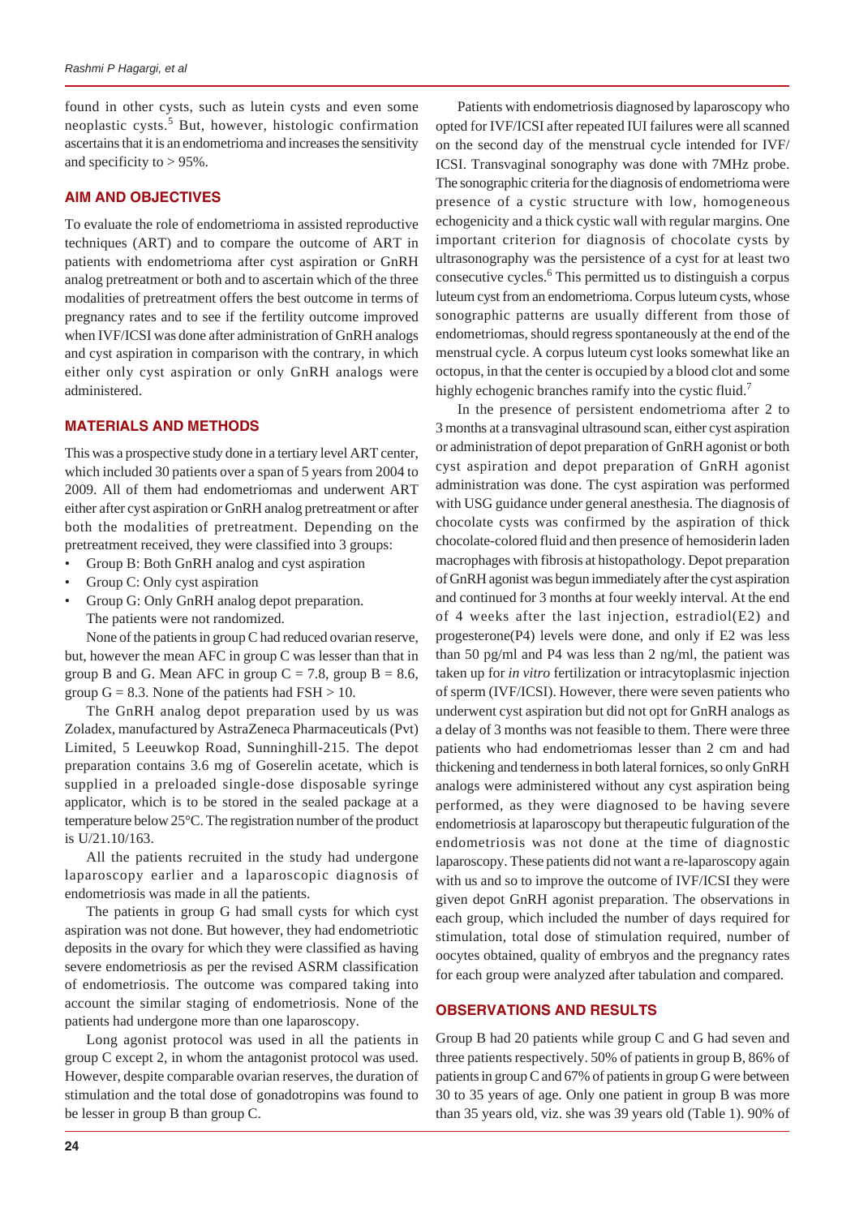found in other cysts, such as lutein cysts and even some neoplastic cysts.[5] But, however, histologic confirmation ascertains that it is an endometrioma and increases the sensitivity and specificity to > 95%.

## AIM AND OBJECTIVES

To evaluate the role of endometrioma in assisted reproductive techniques (ART) and to compare the outcome of ART in patients with endometrioma after cyst aspiration or GnRH analog pretreatment or both and to ascertain which of the three modalities of pretreatment offers the best outcome in terms of pregnancy rates and to see if the fertility outcome improved when IVF/ICSI was done after administration of GnRH analogs and cyst aspiration in comparison with the contrary, in which either only cyst aspiration or only GnRH analogs were administered.

## MATERIALS AND METHODS

This was a prospective study done in a tertiary level ART center, which included 30 patients over a span of 5 years from 2004 to 2009. All of them had endometriomas and underwent ART either after cyst aspiration or GnRH analog pretreatment or after both the modalities of pretreatment. Depending on the pretreatment received, they were classified into 3 groups:

- Group B: Both GnRH analog and cyst aspiration
- Group C: Only cyst aspiration
- Group G: Only GnRH analog depot preparation.

The patients were not randomized.

None of the patients in group C had reduced ovarian reserve, but, however the mean AFC in group C was lesser than that in group B and G. Mean AFC in group C = 7.8, group B = 8.6, group G = 8.3. None of the patients had FSH > 10.

The GnRH analog depot preparation used by us was Zoladex, manufactured by AstraZeneca Pharmaceuticals (Pvt) Limited, 5 Leeuwkop Road, Sunninghill-215. The depot preparation contains 3.6 mg of Goserelin acetate, which is supplied in a preloaded single-dose disposable syringe applicator, which is to be stored in the sealed package at a temperature below 25°C. The registration number of the product is U/21.10/163.

All the patients recruited in the study had undergone laparoscopy earlier and a laparoscopic diagnosis of endometriosis was made in all the patients.

The patients in group G had small cysts for which cyst aspiration was not done. But however, they had endometriotic deposits in the ovary for which they were classified as having severe endometriosis as per the revised ASRM classification of endometriosis. The outcome was compared taking into account the similar staging of endometriosis. None of the patients had undergone more than one laparoscopy.

Long agonist protocol was used in all the patients in group C except 2, in whom the antagonist protocol was used. However, despite comparable ovarian reserves, the duration of stimulation and the total dose of gonadotropins was found to be lesser in group B than group C.

Patients with endometriosis diagnosed by laparoscopy who opted for IVF/ICSI after repeated IUI failures were all scanned on the second day of the menstrual cycle intended for IVF/ICSI. Transvaginal sonography was done with 7MHz probe. The sonographic criteria for the diagnosis of endometrioma were presence of a cystic structure with low, homogeneous echogenicity and a thick cystic wall with regular margins. One important criterion for diagnosis of chocolate cysts by ultrasonography was the persistence of a cyst for at least two consecutive cycles.[6] This permitted us to distinguish a corpus luteum cyst from an endometrioma. Corpus luteum cysts, whose sonographic patterns are usually different from those of endometriomas, should regress spontaneously at the end of the menstrual cycle. A corpus luteum cyst looks somewhat like an octopus, in that the center is occupied by a blood clot and some highly echogenic branches ramify into the cystic fluid.[7]

In the presence of persistent endometrioma after 2 to 3 months at a transvaginal ultrasound scan, either cyst aspiration or administration of depot preparation of GnRH agonist or both cyst aspiration and depot preparation of GnRH agonist administration was done. The cyst aspiration was performed with USG guidance under general anesthesia. The diagnosis of chocolate cysts was confirmed by the aspiration of thick chocolate-colored fluid and then presence of hemosiderin laden macrophages with fibrosis at histopathology. Depot preparation of GnRH agonist was begun immediately after the cyst aspiration and continued for 3 months at four weekly interval. At the end of 4 weeks after the last injection, estradiol(E2) and progesterone(P4) levels were done, and only if E2 was less than 50 pg/ml and P4 was less than 2 ng/ml, the patient was taken up for *in vitro* fertilization or intracytoplasmic injection of sperm (IVF/ICSI). However, there were seven patients who underwent cyst aspiration but did not opt for GnRH analogs as a delay of 3 months was not feasible to them. There were three patients who had endometriomas lesser than 2 cm and had thickening and tenderness in both lateral fornices, so only GnRH analogs were administered without any cyst aspiration being performed, as they were diagnosed to be having severe endometriosis at laparoscopy but therapeutic fulguration of the endometriosis was not done at the time of diagnostic laparoscopy. These patients did not want a re-laparoscopy again with us and so to improve the outcome of IVF/ICSI they were given depot GnRH agonist preparation. The observations in each group, which included the number of days required for stimulation, total dose of stimulation required, number of oocytes obtained, quality of embryos and the pregnancy rates for each group were analyzed after tabulation and compared.

## OBSERVATIONS AND RESULTS

Group B had 20 patients while group C and G had seven and three patients respectively. 50% of patients in group B, 86% of patients in group C and 67% of patients in group G were between 30 to 35 years of age. Only one patient in group B was more than 35 years old, viz. she was 39 years old (Table 1). 90% of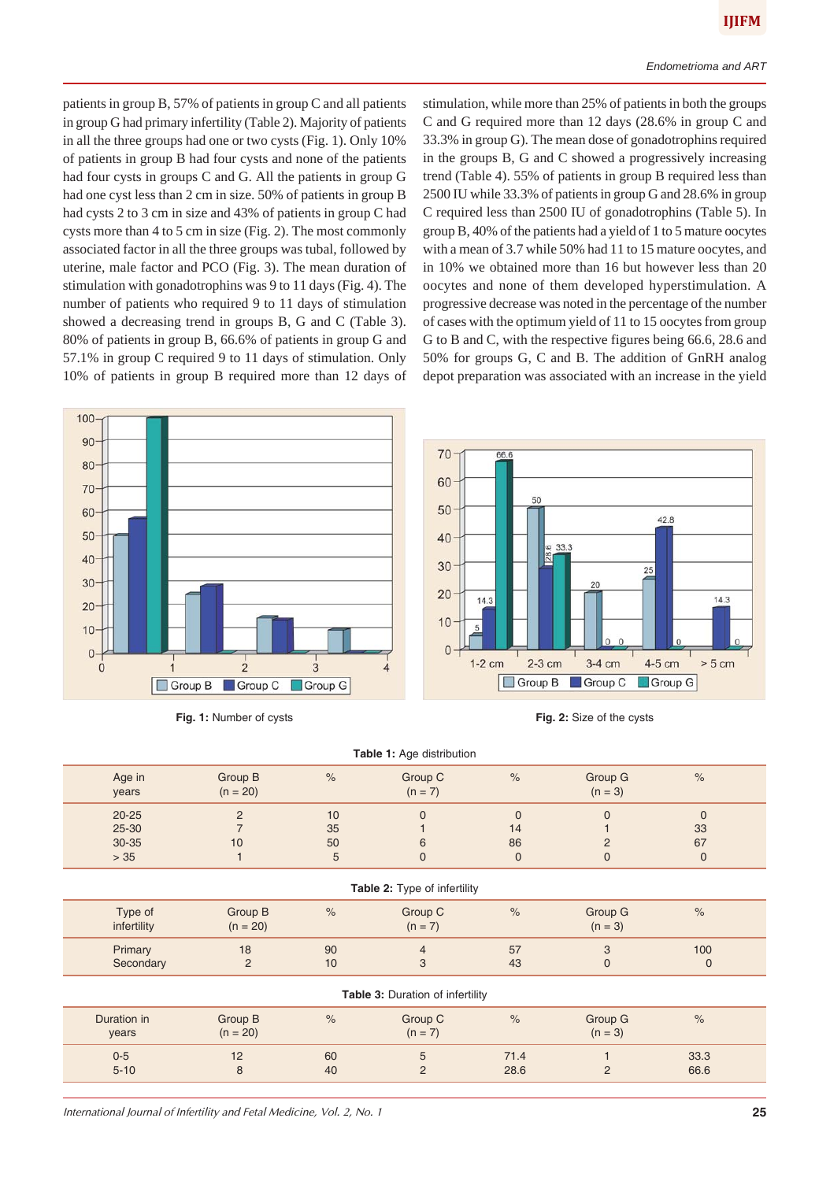patients in group B, 57% of patients in group C and all patients in group G had primary infertility (Table 2). Majority of patients in all the three groups had one or two cysts (Fig. 1). Only 10% of patients in group B had four cysts and none of the patients had four cysts in groups C and G. All the patients in group G had one cyst less than 2 cm in size. 50% of patients in group B had cysts 2 to 3 cm in size and 43% of patients in group C had cysts more than 4 to 5 cm in size (Fig. 2). The most commonly associated factor in all the three groups was tubal, followed by uterine, male factor and PCO (Fig. 3). The mean duration of stimulation with gonadotrophins was 9 to 11 days (Fig. 4). The number of patients who required 9 to 11 days of stimulation showed a decreasing trend in groups B, G and C (Table 3). 80% of patients in group B, 66.6% of patients in group G and 57.1% in group C required 9 to 11 days of stimulation. Only 10% of patients in group B required more than 12 days of stimulation, while more than 25% of patients in both the groups C and G required more than 12 days (28.6% in group C and 33.3% in group G). The mean dose of gonadotrophins required in the groups B, G and C showed a progressively increasing trend (Table 4). 55% of patients in group B required less than 2500 IU while 33.3% of patients in group G and 28.6% in group C required less than 2500 IU of gonadotrophins (Table 5). In group B, 40% of the patients had a yield of 1 to 5 mature oocytes with a mean of 3.7 while 50% had 11 to 15 mature oocytes, and in 10% we obtained more than 16 but however less than 20 oocytes and none of them developed hyperstimulation. A progressive decrease was noted in the percentage of the number of cases with the optimum yield of 11 to 15 oocytes from group G to B and C, with the respective figures being 66.6, 28.6 and 50% for groups G, C and B. The addition of GnRH analog depot preparation was associated with an increase in the yield

**Fig. 1:** Number of cysts

**Fig. 2:** Size of the cysts

**Table 1:** Age distribution

| Age in years | Group B (n = 20) | % | Group C (n = 7) | % | Group G (n = 3) | % |
|---|---|---|---|---|---|---|
| 20-25 | 2 | 10 | 0 | 0 | 0 | 0 |
| 25-30 | 7 | 35 | 1 | 14 | 1 | 33 |
| 30-35 | 10 | 50 | 6 | 86 | 2 | 67 |
| > 35 | 1 | 5 | 0 | 0 | 0 | 0 |

**Table 2:** Type of infertility

| Type of infertility | Group B (n = 20) | % | Group C (n = 7) | % | Group G (n = 3) | % |
|---|---|---|---|---|---|---|
| Primary | 18 | 90 | 4 | 57 | 3 | 100 |
| Secondary | 2 | 10 | 3 | 43 | 0 | 0 |

**Table 3:** Duration of infertility

| Duration in years | Group B (n = 20) | % | Group C (n = 7) | % | Group G (n = 3) | % |
|---|---|---|---|---|---|---|
| 0-5 | 12 | 60 | 5 | 71.4 | 1 | 33.3 |
| 5-10 | 8 | 40 | 2 | 28.6 | 2 | 66.6 |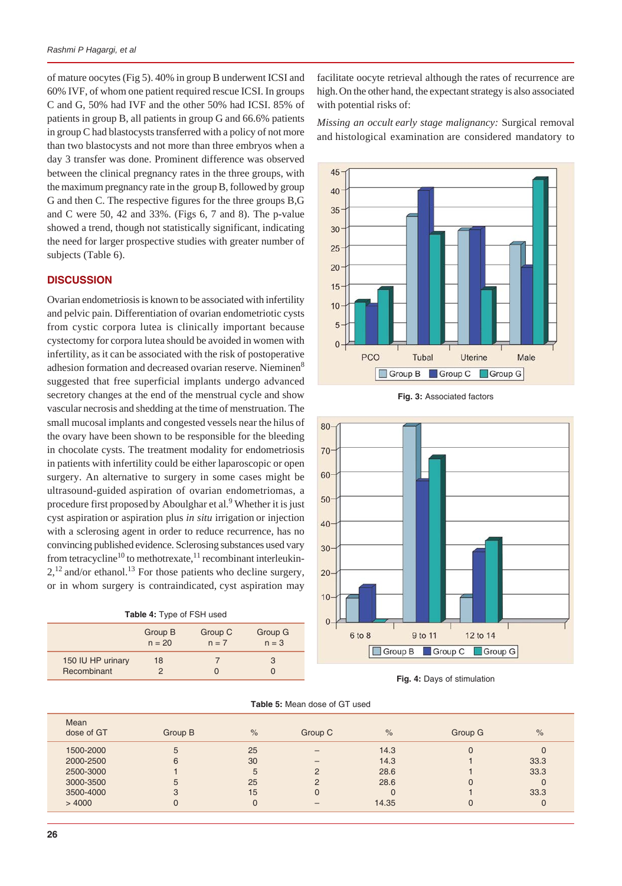of mature oocytes (Fig 5). 40% in group B underwent ICSI and 60% IVF, of whom one patient required rescue ICSI. In groups C and G, 50% had IVF and the other 50% had ICSI. 85% of patients in group B, all patients in group G and 66.6% patients in group C had blastocysts transferred with a policy of not more than two blastocysts and not more than three embryos when a day 3 transfer was done. Prominent difference was observed between the clinical pregnancy rates in the three groups, with the maximum pregnancy rate in the group B, followed by group G and then C. The respective figures for the three groups B,G and C were 50, 42 and 33%. (Figs 6, 7 and 8). The p-value showed a trend, though not statistically significant, indicating the need for larger prospective studies with greater number of subjects (Table 6).

## DISCUSSION

Ovarian endometriosis is known to be associated with infertility and pelvic pain. Differentiation of ovarian endometriotic cysts from cystic corpora lutea is clinically important because cystectomy for corpora lutea should be avoided in women with infertility, as it can be associated with the risk of postoperative adhesion formation and decreased ovarian reserve. Nieminen[8] suggested that free superficial implants undergo advanced secretory changes at the end of the menstrual cycle and show vascular necrosis and shedding at the time of menstruation. The small mucosal implants and congested vessels near the hilus of the ovary have been shown to be responsible for the bleeding in chocolate cysts. The treatment modality for endometriosis in patients with infertility could be either laparoscopic or open surgery. An alternative to surgery in some cases might be ultrasound-guided aspiration of ovarian endometriomas, a procedure first proposed by Aboulghar et al.[9] Whether it is just cyst aspiration or aspiration plus *in situ* irrigation or injection with a sclerosing agent in order to reduce recurrence, has no convincing published evidence. Sclerosing substances used vary from tetracycline[10] to methotrexate,[11] recombinant interleukin-2,[12] and/or ethanol.[13] For those patients who decline surgery, or in whom surgery is contraindicated, cyst aspiration may facilitate oocyte retrieval although the rates of recurrence are high. On the other hand, the expectant strategy is also associated with potential risks of:

*Missing an occult early stage malignancy:* Surgical removal and histological examination are considered mandatory to

**Table 4:** Type of FSH used

| | Group B n = 20 | Group C n = 7 | Group G n = 3 |
|---|---|---|---|
| 150 IU HP urinary | 18 | 7 | 3 |
| Recombinant | 2 | 0 | 0 |

**Fig. 3:** Associated factors

**Fig. 4:** Days of stimulation

**Table 5:** Mean dose of GT used

| Mean dose of GT | Group B | % | Group C | % | Group G | % |
|---|---|---|---|---|---|---|
| 1500-2000 | 5 | 25 | – | 14.3 | 0 | 0 |
| 2000-2500 | 6 | 30 | – | 14.3 | 1 | 33.3 |
| 2500-3000 | 1 | 5 | 2 | 28.6 | 1 | 33.3 |
| 3000-3500 | 5 | 25 | 2 | 28.6 | 0 | 0 |
| 3500-4000 | 3 | 15 | 0 | 0 | 1 | 33.3 |
| > 4000 | 0 | 0 | – | 14.35 | 0 | 0 |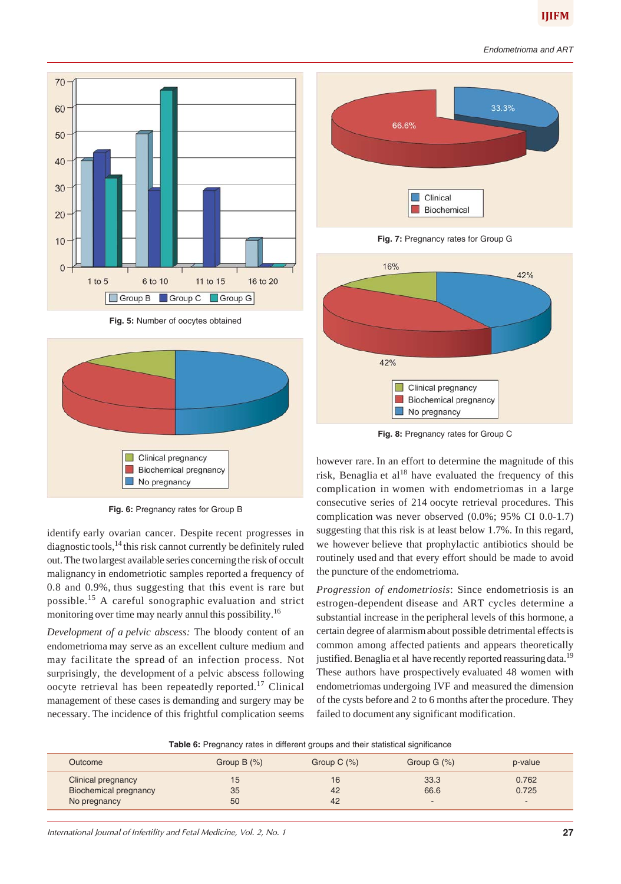Fig. 5: Number of oocytes obtained

Fig. 6: Pregnancy rates for Group B

Fig. 7: Pregnancy rates for Group G

Fig. 8: Pregnancy rates for Group C

identify early ovarian cancer. Despite recent progresses in diagnostic tools,[14] this risk cannot currently be definitely ruled out. The two largest available series concerning the risk of occult malignancy in endometriotic samples reported a frequency of 0.8 and 0.9%, thus suggesting that this event is rare but possible.[15] A careful sonographic evaluation and strict monitoring over time may nearly annul this possibility.[16]

*Development of a pelvic abscess:* The bloody content of an endometrioma may serve as an excellent culture medium and may facilitate the spread of an infection process. Not surprisingly, the development of a pelvic abscess following oocyte retrieval has been repeatedly reported.[17] Clinical management of these cases is demanding and surgery may be necessary. The incidence of this frightful complication seems however rare. In an effort to determine the magnitude of this risk, Benaglia et al[18] have evaluated the frequency of this complication in women with endometriomas in a large consecutive series of 214 oocyte retrieval procedures. This complication was never observed (0.0%; 95% CI 0.0-1.7) suggesting that this risk is at least below 1.7%. In this regard, we however believe that prophylactic antibiotics should be routinely used and that every effort should be made to avoid the puncture of the endometrioma.

*Progression of endometriosis*: Since endometriosis is an estrogen-dependent disease and ART cycles determine a substantial increase in the peripheral levels of this hormone, a certain degree of alarmism about possible detrimental effects is common among affected patients and appears theoretically justified. Benaglia et al have recently reported reassuring data.[19] These authors have prospectively evaluated 48 women with endometriomas undergoing IVF and measured the dimension of the cysts before and 2 to 6 months after the procedure. They failed to document any significant modification.

**Table 6:** Pregnancy rates in different groups and their statistical significance

| Outcome | Group B (%) | Group C (%) | Group G (%) | p-value |
|---|---|---|---|---|
| Clinical pregnancy | 15 | 16 | 33.3 | 0.762 |
| Biochemical pregnancy | 35 | 42 | 66.6 | 0.725 |
| No pregnancy | 50 | 42 | - | - |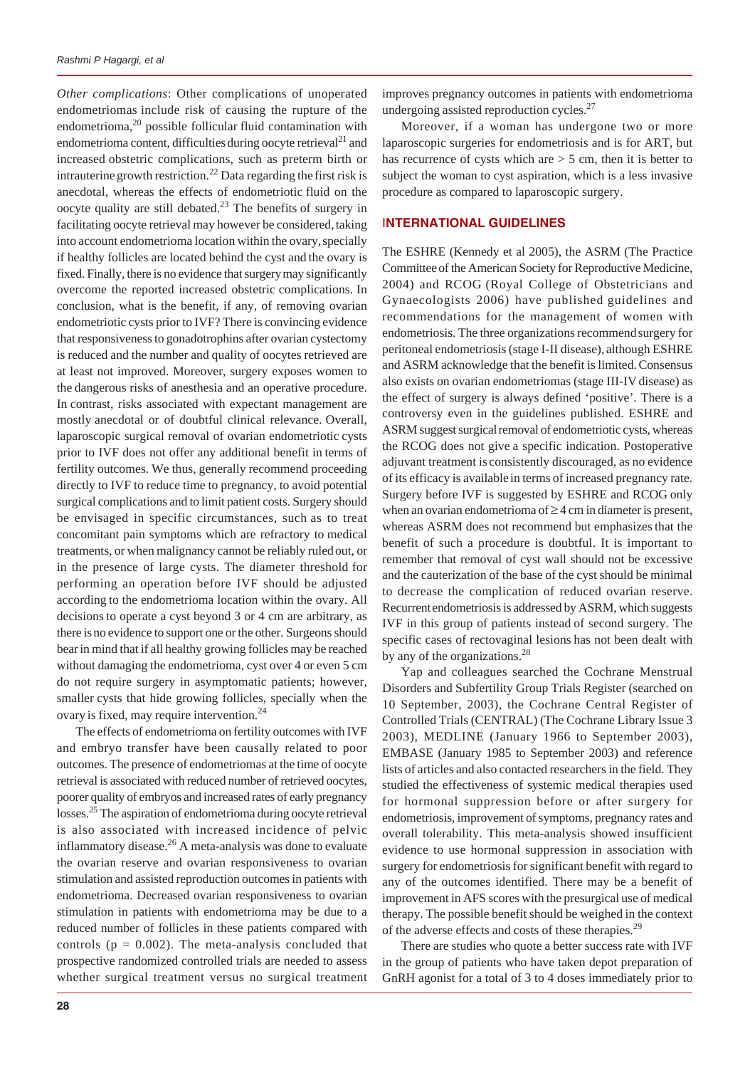*Other complications*: Other complications of unoperated endometriomas include risk of causing the rupture of the endometrioma,[20] possible follicular fluid contamination with endometrioma content, difficulties during oocyte retrieval[21] and increased obstetric complications, such as preterm birth or intrauterine growth restriction.[22] Data regarding the first risk is anecdotal, whereas the effects of endometriotic fluid on the oocyte quality are still debated.[23] The benefits of surgery in facilitating oocyte retrieval may however be considered, taking into account endometrioma location within the ovary, specially if healthy follicles are located behind the cyst and the ovary is fixed. Finally, there is no evidence that surgery may significantly overcome the reported increased obstetric complications. In conclusion, what is the benefit, if any, of removing ovarian endometriotic cysts prior to IVF? There is convincing evidence that responsiveness to gonadotrophins after ovarian cystectomy is reduced and the number and quality of oocytes retrieved are at least not improved. Moreover, surgery exposes women to the dangerous risks of anesthesia and an operative procedure. In contrast, risks associated with expectant management are mostly anecdotal or of doubtful clinical relevance. Overall, laparoscopic surgical removal of ovarian endometriotic cysts prior to IVF does not offer any additional benefit in terms of fertility outcomes. We thus, generally recommend proceeding directly to IVF to reduce time to pregnancy, to avoid potential surgical complications and to limit patient costs. Surgery should be envisaged in specific circumstances, such as to treat concomitant pain symptoms which are refractory to medical treatments, or when malignancy cannot be reliably ruled out, or in the presence of large cysts. The diameter threshold for performing an operation before IVF should be adjusted according to the endometrioma location within the ovary. All decisions to operate a cyst beyond 3 or 4 cm are arbitrary, as there is no evidence to support one or the other. Surgeons should bear in mind that if all healthy growing follicles may be reached without damaging the endometrioma, cyst over 4 or even 5 cm do not require surgery in asymptomatic patients; however, smaller cysts that hide growing follicles, specially when the ovary is fixed, may require intervention.[24]

The effects of endometrioma on fertility outcomes with IVF and embryo transfer have been causally related to poor outcomes. The presence of endometriomas at the time of oocyte retrieval is associated with reduced number of retrieved oocytes, poorer quality of embryos and increased rates of early pregnancy losses.[25] The aspiration of endometrioma during oocyte retrieval is also associated with increased incidence of pelvic inflammatory disease.[26] A meta-analysis was done to evaluate the ovarian reserve and ovarian responsiveness to ovarian stimulation and assisted reproduction outcomes in patients with endometrioma. Decreased ovarian responsiveness to ovarian stimulation in patients with endometrioma may be due to a reduced number of follicles in these patients compared with controls ($p = 0.002$). The meta-analysis concluded that prospective randomized controlled trials are needed to assess whether surgical treatment versus no surgical treatment improves pregnancy outcomes in patients with endometrioma undergoing assisted reproduction cycles.[27]

Moreover, if a woman has undergone two or more laparoscopic surgeries for endometriosis and is for ART, but has recurrence of cysts which are > 5 cm, then it is better to subject the woman to cyst aspiration, which is a less invasive procedure as compared to laparoscopic surgery.

## INTERNATIONAL GUIDELINES

The ESHRE (Kennedy et al 2005), the ASRM (The Practice Committee of the American Society for Reproductive Medicine, 2004) and RCOG (Royal College of Obstetricians and Gynaecologists 2006) have published guidelines and recommendations for the management of women with endometriosis. The three organizations recommend surgery for peritoneal endometriosis (stage I-II disease), although ESHRE and ASRM acknowledge that the benefit is limited. Consensus also exists on ovarian endometriomas (stage III-IV disease) as the effect of surgery is always defined 'positive'. There is a controversy even in the guidelines published. ESHRE and ASRM suggest surgical removal of endometriotic cysts, whereas the RCOG does not give a specific indication. Postoperative adjuvant treatment is consistently discouraged, as no evidence of its efficacy is available in terms of increased pregnancy rate. Surgery before IVF is suggested by ESHRE and RCOG only when an ovarian endometrioma of ≥ 4 cm in diameter is present, whereas ASRM does not recommend but emphasizes that the benefit of such a procedure is doubtful. It is important to remember that removal of cyst wall should not be excessive and the cauterization of the base of the cyst should be minimal to decrease the complication of reduced ovarian reserve. Recurrent endometriosis is addressed by ASRM, which suggests IVF in this group of patients instead of second surgery. The specific cases of rectovaginal lesions has not been dealt with by any of the organizations.[28]

Yap and colleagues searched the Cochrane Menstrual Disorders and Subfertility Group Trials Register (searched on 10 September, 2003), the Cochrane Central Register of Controlled Trials (CENTRAL) (The Cochrane Library Issue 3 2003), MEDLINE (January 1966 to September 2003), EMBASE (January 1985 to September 2003) and reference lists of articles and also contacted researchers in the field. They studied the effectiveness of systemic medical therapies used for hormonal suppression before or after surgery for endometriosis, improvement of symptoms, pregnancy rates and overall tolerability. This meta-analysis showed insufficient evidence to use hormonal suppression in association with surgery for endometriosis for significant benefit with regard to any of the outcomes identified. There may be a benefit of improvement in AFS scores with the presurgical use of medical therapy. The possible benefit should be weighed in the context of the adverse effects and costs of these therapies.[29]

There are studies who quote a better success rate with IVF in the group of patients who have taken depot preparation of GnRH agonist for a total of 3 to 4 doses immediately prior to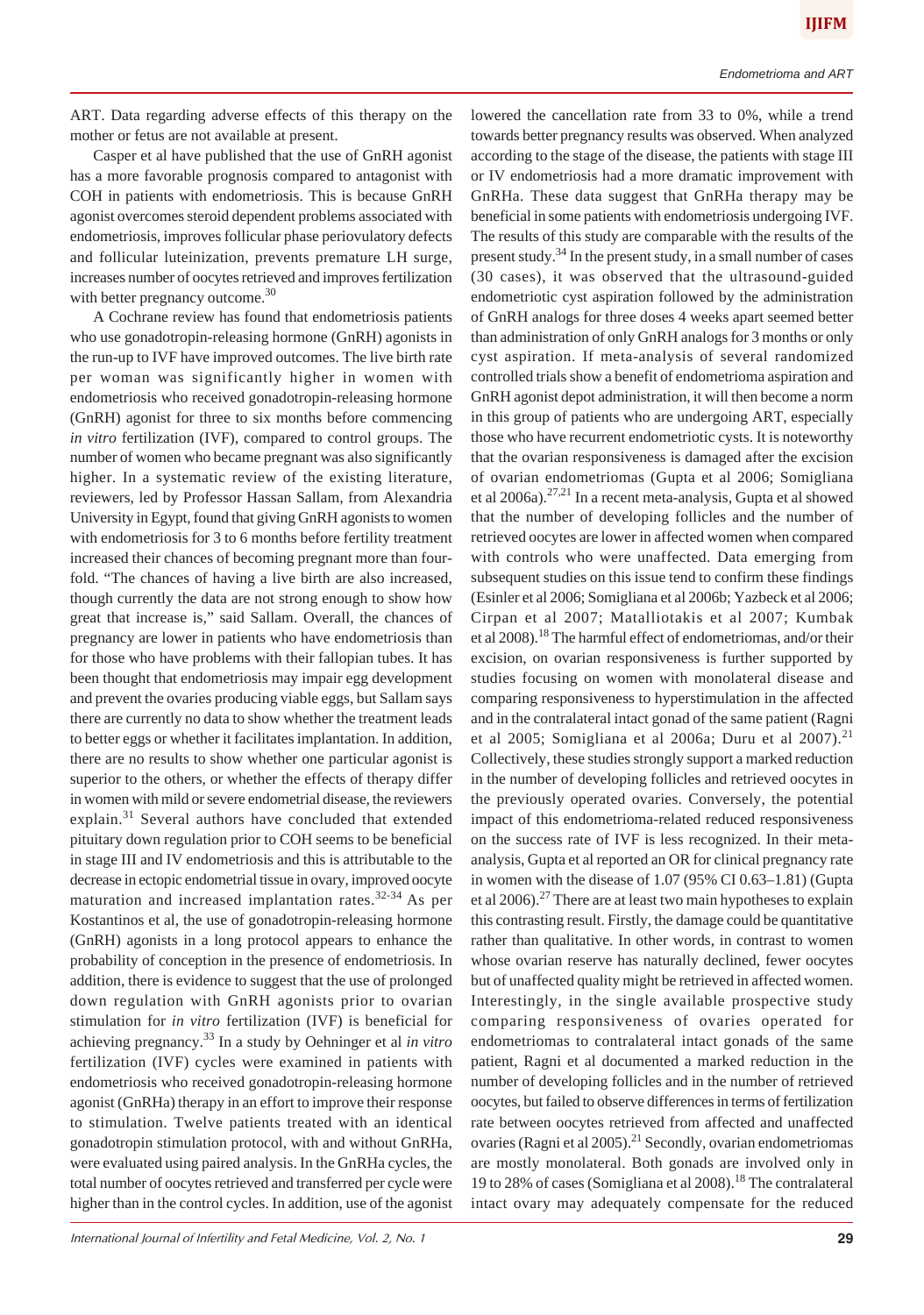ART. Data regarding adverse effects of this therapy on the mother or fetus are not available at present.

Casper et al have published that the use of GnRH agonist has a more favorable prognosis compared to antagonist with COH in patients with endometriosis. This is because GnRH agonist overcomes steroid dependent problems associated with endometriosis, improves follicular phase periovulatory defects and follicular luteinization, prevents premature LH surge, increases number of oocytes retrieved and improves fertilization with better pregnancy outcome.[30]

A Cochrane review has found that endometriosis patients who use gonadotropin-releasing hormone (GnRH) agonists in the run-up to IVF have improved outcomes. The live birth rate per woman was significantly higher in women with endometriosis who received gonadotropin-releasing hormone (GnRH) agonist for three to six months before commencing *in vitro* fertilization (IVF), compared to control groups. The number of women who became pregnant was also significantly higher. In a systematic review of the existing literature, reviewers, led by Professor Hassan Sallam, from Alexandria University in Egypt, found that giving GnRH agonists to women with endometriosis for 3 to 6 months before fertility treatment increased their chances of becoming pregnant more than four-fold. "The chances of having a live birth are also increased, though currently the data are not strong enough to show how great that increase is," said Sallam. Overall, the chances of pregnancy are lower in patients who have endometriosis than for those who have problems with their fallopian tubes. It has been thought that endometriosis may impair egg development and prevent the ovaries producing viable eggs, but Sallam says there are currently no data to show whether the treatment leads to better eggs or whether it facilitates implantation. In addition, there are no results to show whether one particular agonist is superior to the others, or whether the effects of therapy differ in women with mild or severe endometrial disease, the reviewers explain.[31] Several authors have concluded that extended pituitary down regulation prior to COH seems to be beneficial in stage III and IV endometriosis and this is attributable to the decrease in ectopic endometrial tissue in ovary, improved oocyte maturation and increased implantation rates.[32-34] As per Kostantinos et al, the use of gonadotropin-releasing hormone (GnRH) agonists in a long protocol appears to enhance the probability of conception in the presence of endometriosis. In addition, there is evidence to suggest that the use of prolonged down regulation with GnRH agonists prior to ovarian stimulation for *in vitro* fertilization (IVF) is beneficial for achieving pregnancy.[33] In a study by Oehninger et al *in vitro* fertilization (IVF) cycles were examined in patients with endometriosis who received gonadotropin-releasing hormone agonist (GnRHa) therapy in an effort to improve their response to stimulation. Twelve patients treated with an identical gonadotropin stimulation protocol, with and without GnRHa, were evaluated using paired analysis. In the GnRHa cycles, the total number of oocytes retrieved and transferred per cycle were higher than in the control cycles. In addition, use of the agonist lowered the cancellation rate from 33 to 0%, while a trend towards better pregnancy results was observed. When analyzed according to the stage of the disease, the patients with stage III or IV endometriosis had a more dramatic improvement with GnRHa. These data suggest that GnRHa therapy may be beneficial in some patients with endometriosis undergoing IVF. The results of this study are comparable with the results of the present study.[34] In the present study, in a small number of cases (30 cases), it was observed that the ultrasound-guided endometriotic cyst aspiration followed by the administration of GnRH analogs for three doses 4 weeks apart seemed better than administration of only GnRH analogs for 3 months or only cyst aspiration. If meta-analysis of several randomized controlled trials show a benefit of endometrioma aspiration and GnRH agonist depot administration, it will then become a norm in this group of patients who are undergoing ART, especially those who have recurrent endometriotic cysts. It is noteworthy that the ovarian responsiveness is damaged after the excision of ovarian endometriomas (Gupta et al 2006; Somigliana et al 2006a).[27,21] In a recent meta-analysis, Gupta et al showed that the number of developing follicles and the number of retrieved oocytes are lower in affected women when compared with controls who were unaffected. Data emerging from subsequent studies on this issue tend to confirm these findings (Esinler et al 2006; Somigliana et al 2006b; Yazbeck et al 2006; Cirpan et al 2007; Matalliotakis et al 2007; Kumbak et al 2008).[18] The harmful effect of endometriomas, and/or their excision, on ovarian responsiveness is further supported by studies focusing on women with monolateral disease and comparing responsiveness to hyperstimulation in the affected and in the contralateral intact gonad of the same patient (Ragni et al 2005; Somigliana et al 2006a; Duru et al 2007).[21] Collectively, these studies strongly support a marked reduction in the number of developing follicles and retrieved oocytes in the previously operated ovaries. Conversely, the potential impact of this endometrioma-related reduced responsiveness on the success rate of IVF is less recognized. In their meta-analysis, Gupta et al reported an OR for clinical pregnancy rate in women with the disease of 1.07 (95% CI 0.63–1.81) (Gupta et al 2006).[27] There are at least two main hypotheses to explain this contrasting result. Firstly, the damage could be quantitative rather than qualitative. In other words, in contrast to women whose ovarian reserve has naturally declined, fewer oocytes but of unaffected quality might be retrieved in affected women. Interestingly, in the single available prospective study comparing responsiveness of ovaries operated for endometriomas to contralateral intact gonads of the same patient, Ragni et al documented a marked reduction in the number of developing follicles and in the number of retrieved oocytes, but failed to observe differences in terms of fertilization rate between oocytes retrieved from affected and unaffected ovaries (Ragni et al 2005).[21] Secondly, ovarian endometriomas are mostly monolateral. Both gonads are involved only in 19 to 28% of cases (Somigliana et al 2008).[18] The contralateral intact ovary may adequately compensate for the reduced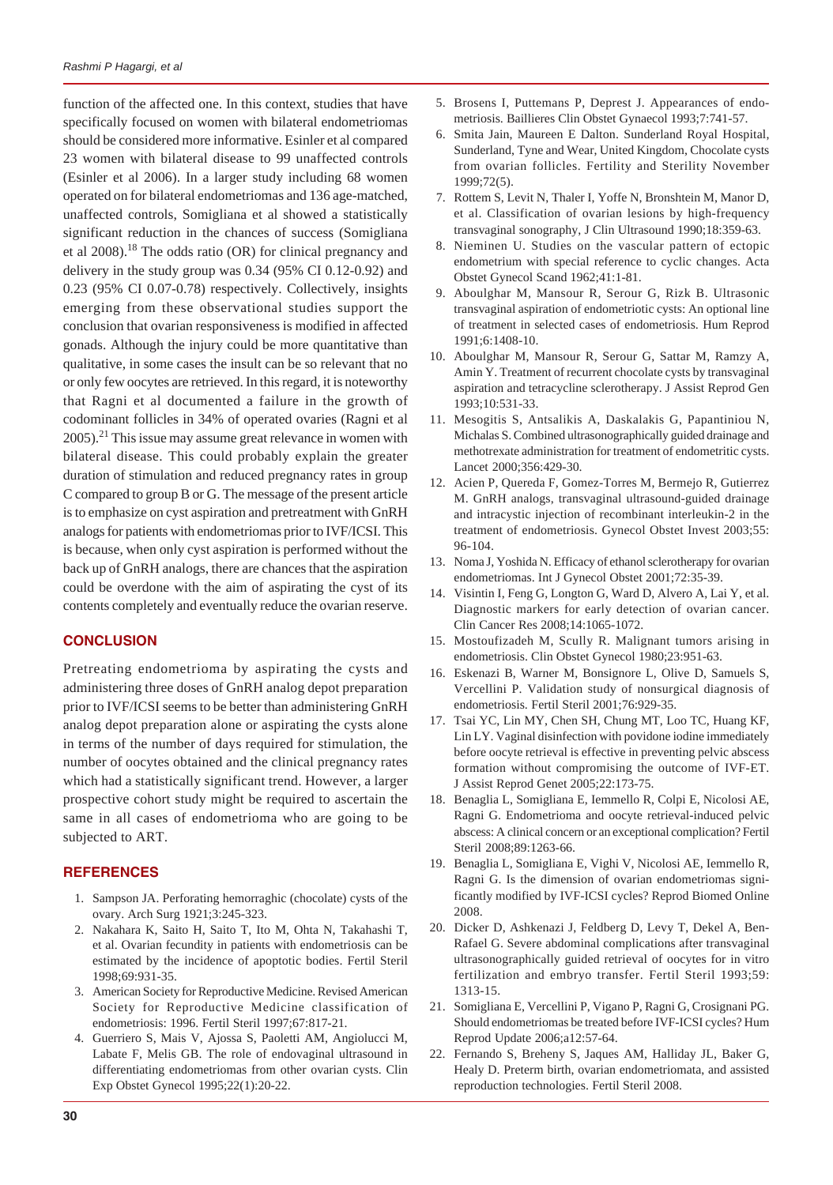function of the affected one. In this context, studies that have specifically focused on women with bilateral endometriomas should be considered more informative. Esinler et al compared 23 women with bilateral disease to 99 unaffected controls (Esinler et al 2006). In a larger study including 68 women operated on for bilateral endometriomas and 136 age-matched, unaffected controls, Somigliana et al showed a statistically significant reduction in the chances of success (Somigliana et al 2008).[18] The odds ratio (OR) for clinical pregnancy and delivery in the study group was 0.34 (95% CI 0.12-0.92) and 0.23 (95% CI 0.07-0.78) respectively. Collectively, insights emerging from these observational studies support the conclusion that ovarian responsiveness is modified in affected gonads. Although the injury could be more quantitative than qualitative, in some cases the insult can be so relevant that no or only few oocytes are retrieved. In this regard, it is noteworthy that Ragni et al documented a failure in the growth of codominant follicles in 34% of operated ovaries (Ragni et al 2005).[21] This issue may assume great relevance in women with bilateral disease. This could probably explain the greater duration of stimulation and reduced pregnancy rates in group C compared to group B or G. The message of the present article is to emphasize on cyst aspiration and pretreatment with GnRH analogs for patients with endometriomas prior to IVF/ICSI. This is because, when only cyst aspiration is performed without the back up of GnRH analogs, there are chances that the aspiration could be overdone with the aim of aspirating the cyst of its contents completely and eventually reduce the ovarian reserve.

## CONCLUSION

Pretreating endometrioma by aspirating the cysts and administering three doses of GnRH analog depot preparation prior to IVF/ICSI seems to be better than administering GnRH analog depot preparation alone or aspirating the cysts alone in terms of the number of days required for stimulation, the number of oocytes obtained and the clinical pregnancy rates which had a statistically significant trend. However, a larger prospective cohort study might be required to ascertain the same in all cases of endometrioma who are going to be subjected to ART.

## REFERENCES

1. Sampson JA. Perforating hemorraghic (chocolate) cysts of the ovary. Arch Surg 1921;3:245-323.
2. Nakahara K, Saito H, Saito T, Ito M, Ohta N, Takahashi T, et al. Ovarian fecundity in patients with endometriosis can be estimated by the incidence of apoptotic bodies. Fertil Steril 1998;69:931-35.
3. American Society for Reproductive Medicine. Revised American Society for Reproductive Medicine classification of endometriosis: 1996. Fertil Steril 1997;67:817-21.
4. Guerriero S, Mais V, Ajossa S, Paoletti AM, Angiolucci M, Labate F, Melis GB. The role of endovaginal ultrasound in differentiating endometriomas from other ovarian cysts. Clin Exp Obstet Gynecol 1995;22(1):20-22.
5. Brosens I, Puttemans P, Deprest J. Appearances of endometriosis. Baillieres Clin Obstet Gynaecol 1993;7:741-57.
6. Smita Jain, Maureen E Dalton. Sunderland Royal Hospital, Sunderland, Tyne and Wear, United Kingdom, Chocolate cysts from ovarian follicles. Fertility and Sterility November 1999;72(5).
7. Rottem S, Levit N, Thaler I, Yoffe N, Bronshtein M, Manor D, et al. Classification of ovarian lesions by high-frequency transvaginal sonography, J Clin Ultrasound 1990;18:359-63.
8. Nieminen U. Studies on the vascular pattern of ectopic endometrium with special reference to cyclic changes. Acta Obstet Gynecol Scand 1962;41:1-81.
9. Aboulghar M, Mansour R, Serour G, Rizk B. Ultrasonic transvaginal aspiration of endometriotic cysts: An optional line of treatment in selected cases of endometriosis. Hum Reprod 1991;6:1408-10.
10. Aboulghar M, Mansour R, Serour G, Sattar M, Ramzy A, Amin Y. Treatment of recurrent chocolate cysts by transvaginal aspiration and tetracycline sclerotherapy. J Assist Reprod Gen 1993;10:531-33.
11. Mesogitis S, Antsalikis A, Daskalakis G, Papantiniou N, Michalas S. Combined ultrasonographically guided drainage and methotrexate administration for treatment of endometritic cysts. Lancet 2000;356:429-30.
12. Acien P, Quereda F, Gomez-Torres M, Bermejo R, Gutierrez M. GnRH analogs, transvaginal ultrasound-guided drainage and intracystic injection of recombinant interleukin-2 in the treatment of endometriosis. Gynecol Obstet Invest 2003;55: 96-104.
13. Noma J, Yoshida N. Efficacy of ethanol sclerotherapy for ovarian endometriomas. Int J Gynecol Obstet 2001;72:35-39.
14. Visintin I, Feng G, Longton G, Ward D, Alvero A, Lai Y, et al. Diagnostic markers for early detection of ovarian cancer. Clin Cancer Res 2008;14:1065-1072.
15. Mostoufizadeh M, Scully R. Malignant tumors arising in endometriosis. Clin Obstet Gynecol 1980;23:951-63.
16. Eskenazi B, Warner M, Bonsignore L, Olive D, Samuels S, Vercellini P. Validation study of nonsurgical diagnosis of endometriosis. Fertil Steril 2001;76:929-35.
17. Tsai YC, Lin MY, Chen SH, Chung MT, Loo TC, Huang KF, Lin LY. Vaginal disinfection with povidone iodine immediately before oocyte retrieval is effective in preventing pelvic abscess formation without compromising the outcome of IVF-ET. J Assist Reprod Genet 2005;22:173-75.
18. Benaglia L, Somigliana E, Iemmello R, Colpi E, Nicolosi AE, Ragni G. Endometrioma and oocyte retrieval-induced pelvic abscess: A clinical concern or an exceptional complication? Fertil Steril 2008;89:1263-66.
19. Benaglia L, Somigliana E, Vighi V, Nicolosi AE, Iemmello R, Ragni G. Is the dimension of ovarian endometriomas significantly modified by IVF-ICSI cycles? Reprod Biomed Online 2008.
20. Dicker D, Ashkenazi J, Feldberg D, Levy T, Dekel A, Ben-Rafael G. Severe abdominal complications after transvaginal ultrasonographically guided retrieval of oocytes for in vitro fertilization and embryo transfer. Fertil Steril 1993;59: 1313-15.
21. Somigliana E, Vercellini P, Vigano P, Ragni G, Crosignani PG. Should endometriomas be treated before IVF-ICSI cycles? Hum Reprod Update 2006;a12:57-64.
22. Fernando S, Breheny S, Jaques AM, Halliday JL, Baker G, Healy D. Preterm birth, ovarian endometriomata, and assisted reproduction technologies. Fertil Steril 2008.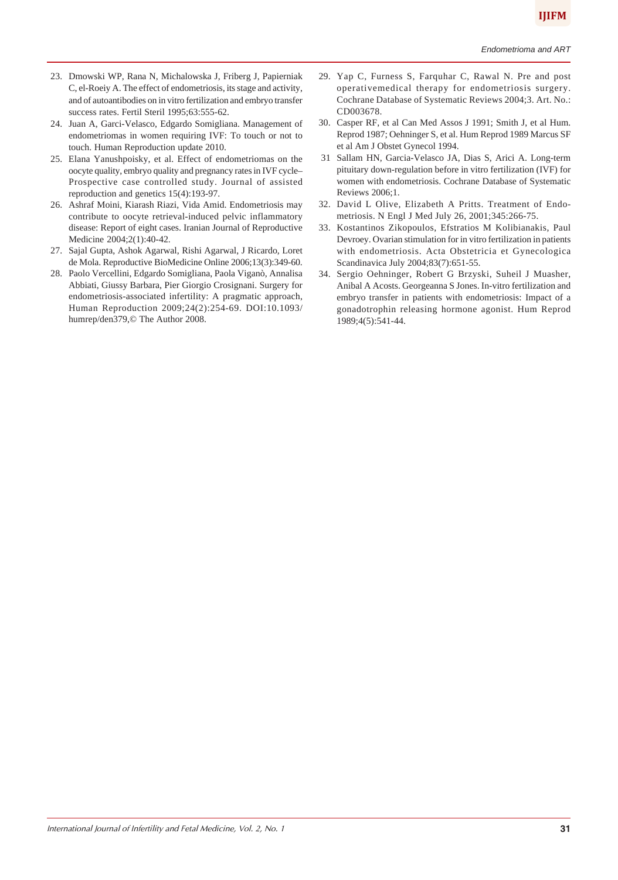23. Dmowski WP, Rana N, Michalowska J, Friberg J, Papierniak C, el-Roeiy A. The effect of endometriosis, its stage and activity, and of autoantibodies on in vitro fertilization and embryo transfer success rates. Fertil Steril 1995;63:555-62.
24. Juan A, Garci-Velasco, Edgardo Somigliana. Management of endometriomas in women requiring IVF: To touch or not to touch. Human Reproduction update 2010.
25. Elana Yanushpoisky, et al. Effect of endometriomas on the oocyte quality, embryo quality and pregnancy rates in IVF cycle– Prospective case controlled study. Journal of assisted reproduction and genetics 15(4):193-97.
26. Ashraf Moini, Kiarash Riazi, Vida Amid. Endometriosis may contribute to oocyte retrieval-induced pelvic inflammatory disease: Report of eight cases. Iranian Journal of Reproductive Medicine 2004;2(1):40-42.
27. Sajal Gupta, Ashok Agarwal, Rishi Agarwal, J Ricardo, Loret de Mola. Reproductive BioMedicine Online 2006;13(3):349-60.
28. Paolo Vercellini, Edgardo Somigliana, Paola Viganò, Annalisa Abbiati, Giussy Barbara, Pier Giorgio Crosignani. Surgery for endometriosis-associated infertility: A pragmatic approach, Human Reproduction 2009;24(2):254-69. DOI:10.1093/humrep/den379,© The Author 2008.
29. Yap C, Furness S, Farquhar C, Rawal N. Pre and post operativemedical therapy for endometriosis surgery. Cochrane Database of Systematic Reviews 2004;3. Art. No.: CD003678.
30. Casper RF, et al Can Med Assos J 1991; Smith J, et al Hum. Reprod 1987; Oehninger S, et al. Hum Reprod 1989 Marcus SF et al Am J Obstet Gynecol 1994.
31. Sallam HN, Garcia-Velasco JA, Dias S, Arici A. Long-term pituitary down-regulation before in vitro fertilization (IVF) for women with endometriosis. Cochrane Database of Systematic Reviews 2006;1.
32. David L Olive, Elizabeth A Pritts. Treatment of Endometriosis. N Engl J Med July 26, 2001;345:266-75.
33. Kostantinos Zikopoulos, Efstratios M Kolibianakis, Paul Devroey. Ovarian stimulation for in vitro fertilization in patients with endometriosis. Acta Obstetricia et Gynecologica Scandinavica July 2004;83(7):651-55.
34. Sergio Oehninger, Robert G Brzyski, Suheil J Muasher, Anibal A Acosts. Georgeanna S Jones. In-vitro fertilization and embryo transfer in patients with endometriosis: Impact of a gonadotrophin releasing hormone agonist. Hum Reprod 1989;4(5):541-44.